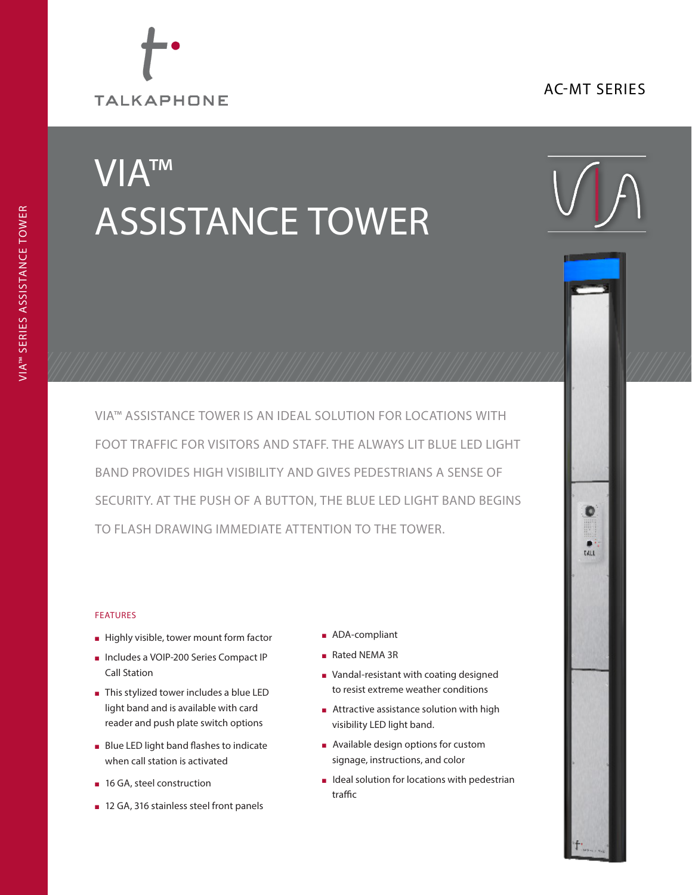TALKAPHONE

AC-MT SERIES

# VIA™ ASSISTANCE TOWER

VIA™ ASSISTANCE TOWER IS AN IDEAL SOLUTION FOR LOCATIONS WITH FOOT TRAFFIC FOR VISITORS AND STAFF. THE ALWAYS LIT BLUE LED LIGHT BAND PROVIDES HIGH VISIBILITY AND GIVES PEDESTRIANS A SENSE OF SECURITY. AT THE PUSH OF A BUTTON, THE BLUE LED LIGHT BAND BEGINS TO FLASH DRAWING IMMEDIATE ATTENTION TO THE TOWER.

## FEATURES

- Highly visible, tower mount form factor
- Includes a VOIP-200 Series Compact IP Call Station
- This stylized tower includes a blue LED light band and is available with card reader and push plate switch options
- Blue LED light band flashes to indicate when call station is activated
- 16 GA, steel construction
- 12 GA, 316 stainless steel front panels
- ADA-compliant
- Rated NEMA 3R
- Vandal-resistant with coating designed to resist extreme weather conditions
- Attractive assistance solution with high visibility LED light band.
- Available design options for custom signage, instructions, and color
- Ideal solution for locations with pedestrian traffic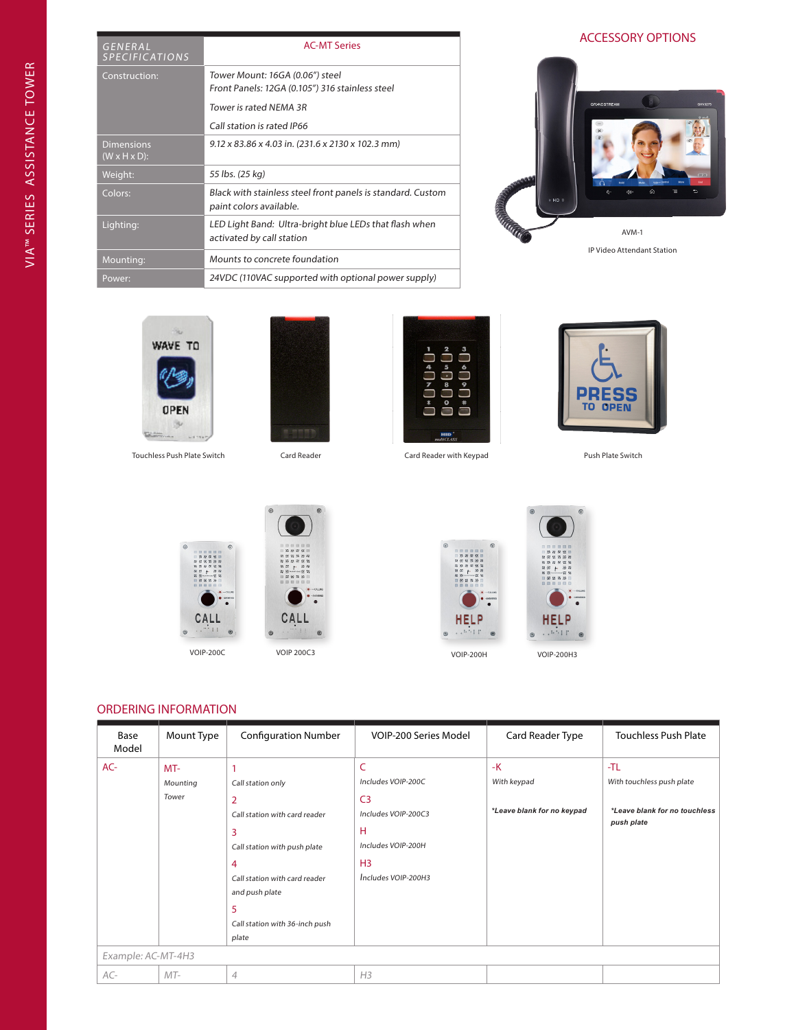| GENERAL SPECIFICATIONS | AC-MT Series |
|---|---|
| Construction: | *Tower Mount: 16GA (0.06") steel*<br>*Front Panels: 12GA (0.105") 316 stainless steel*<br>*Tower is rated NEMA 3R*<br>*Call station is rated IP66* |
| Dimensions (W x H x D): | *9.12 x 83.86 x 4.03 in. (231.6 x 2130 x 102.3 mm)* |
| Weight: | *55 lbs. (25 kg)* |
| Colors: | *Black with stainless steel front panels is standard. Custom paint colors available.* |
| Lighting: | *LED Light Band: Ultra-bright blue LEDs that flash when activated by call station* |
| Mounting: | *Mounts to concrete foundation* |
| Power: | *24VDC (110VAC supported with optional power supply)* |

## ACCESSORY OPTIONS

AVM-1

IP Video Attendant Station

Touchless Push Plate Switch

Card Reader

Card Reader with Keypad

Push Plate Switch

VOIP-200C

VOIP 200C3

VOIP-200H

VOIP-200H3

## ORDERING INFORMATION

| Base Model | Mount Type | Configuration Number | VOIP-200 Series Model | Card Reader Type | Touchless Push Plate |
|---|---|---|---|---|---|
| AC- | MT-<br>*Mounting Tower* | 1<br>*Call station only*<br>2<br>*Call station with card reader*<br>3<br>*Call station with push plate*<br>4<br>*Call station with card reader and push plate*<br>5<br>*Call station with 36-inch push plate* | C<br>*Includes VOIP-200C*<br>C3<br>*Includes VOIP-200C3*<br>H<br>*Includes VOIP-200H*<br>H3<br>*Includes VOIP-200H3* | -K<br>*With keypad*<br>***Leave blank for no keypad*** | -TL<br>*With touchless push plate*<br>***Leave blank for no touchless push plate*** |
| *Example: AC-MT-4H3* | | | | | |
| *AC-* | *MT-* | *4* | *H3* | | |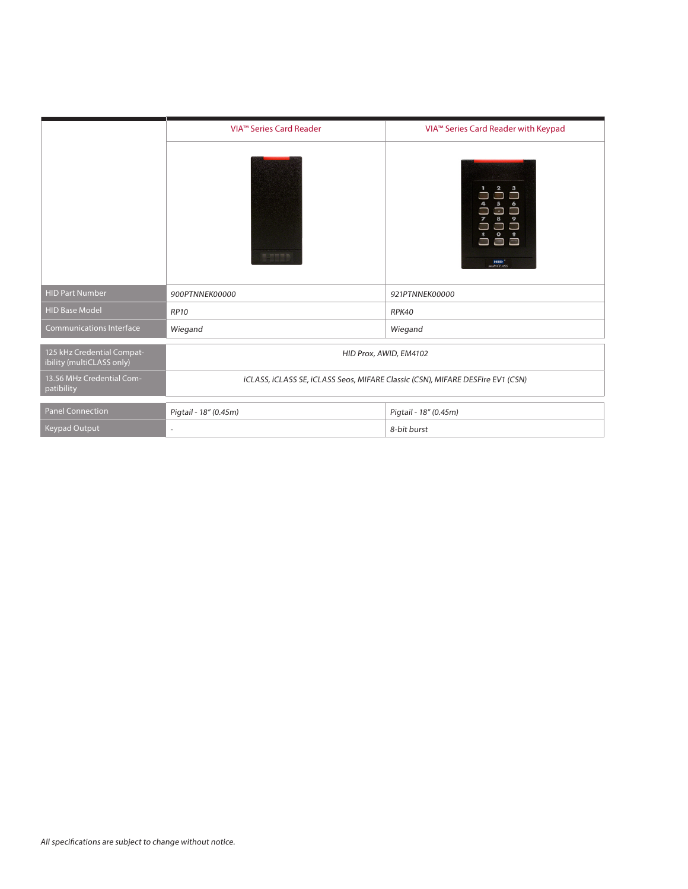| | VIA™ Series Card Reader | VIA™ Series Card Reader with Keypad |
|---|---|---|
| HID Part Number | *900PTNNEK00000* | *921PTNNEK00000* |
| HID Base Model | *RP10* | *RPK40* |
| Communications Interface | *Wiegand* | *Wiegand* |
| 125 kHz Credential Compatibility (multiCLASS only) | *HID Prox, AWID, EM4102* | |
| 13.56 MHz Credential Compatibility | *iCLASS, iCLASS SE, iCLASS Seos, MIFARE Classic (CSN), MIFARE DESFire EV1 (CSN)* | |
| Panel Connection | *Pigtail - 18" (0.45m)* | *Pigtail - 18" (0.45m)* |
| Keypad Output | - | *8-bit burst* |

*All specifications are subject to change without notice.*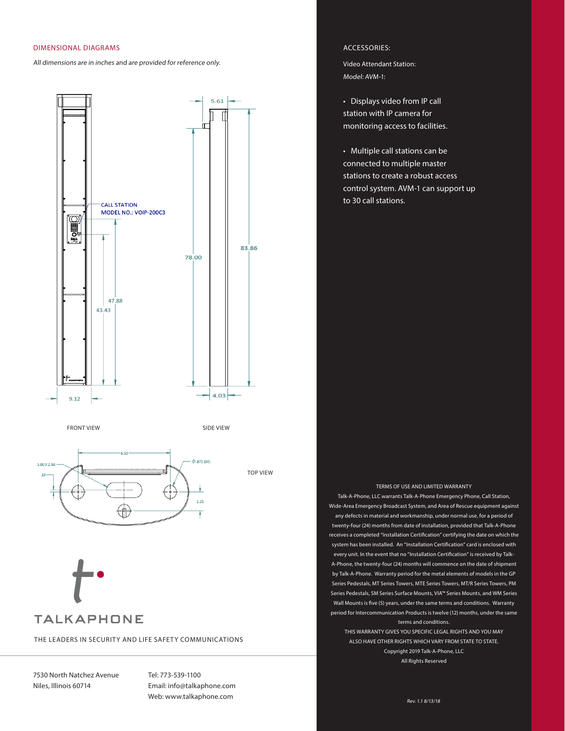## DIMENSIONAL DIAGRAMS

*All dimensions are in inches and are provided for reference only.*

CALL STATION
MODEL NO.: VOIP-200C3

5.61

83.86

78.00

47.88

43.43

9.12

4.03

FRONT VIEW

SIDE VIEW

6.50

1.00 X 2.50

.13

Ø .875 (3X)

1.25

TOP VIEW

TALKAPHONE

THE LEADERS IN SECURITY AND LIFE SAFETY COMMUNICATIONS

7530 North Natchez Avenue
Niles, Illinois 60714

Tel: 773-539-1100
Email: info@talkaphone.com
Web: www.talkaphone.com

## ACCESSORIES:

Video Attendant Station:
*Model: AVM-1:*

- Displays video from IP call station with IP camera for monitoring access to facilities.
- Multiple call stations can be connected to multiple master stations to create a robust access control system. AVM-1 can support up to 30 call stations.

TERMS OF USE AND LIMITED WARRANTY

Talk-A-Phone, LLC warrants Talk-A-Phone Emergency Phone, Call Station, Wide-Area Emergency Broadcast System, and Area of Rescue equipment against any defects in material and workmanship, under normal use, for a period of twenty-four (24) months from date of installation, provided that Talk-A-Phone receives a completed "Installation Certification" certifying the date on which the system has been installed. An "Installation Certification" card is enclosed with every unit. In the event that no "Installation Certification" is received by Talk-A-Phone, the twenty-four (24) months will commence on the date of shipment by Talk-A-Phone. Warranty period for the metal elements of models in the GP Series Pedestals, MT Series Towers, MTE Series Towers, MT/R Series Towers, PM Series Pedestals, SM Series Surface Mounts, VIA™ Series Mounts, and WM Series Wall Mounts is five (5) years, under the same terms and conditions. Warranty period for Intercommunication Products is twelve (12) months, under the same terms and conditions.

THIS WARRANTY GIVES YOU SPECIFIC LEGAL RIGHTS AND YOU MAY ALSO HAVE OTHER RIGHTS WHICH VARY FROM STATE TO STATE.

Copyright 2019 Talk-A-Phone, LLC
All Rights Reserved

*Rev. 1.1 8/13/18*